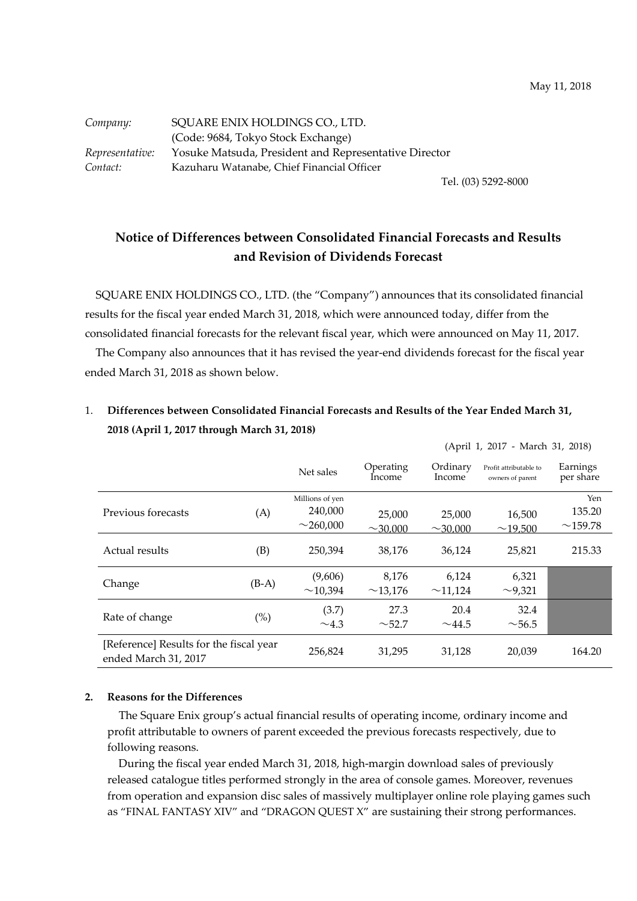May 11, 2018

*Company:* SQUARE ENIX HOLDINGS CO., LTD.
(Code: 9684, Tokyo Stock Exchange)
*Representative:* Yosuke Matsuda, President and Representative Director
*Contact:* Kazuharu Watanabe, Chief Financial Officer
Tel. (03) 5292-8000

## Notice of Differences between Consolidated Financial Forecasts and Results and Revision of Dividends Forecast

SQUARE ENIX HOLDINGS CO., LTD. (the "Company") announces that its consolidated financial results for the fiscal year ended March 31, 2018, which were announced today, differ from the consolidated financial forecasts for the relevant fiscal year, which were announced on May 11, 2017.

The Company also announces that it has revised the year-end dividends forecast for the fiscal year ended March 31, 2018 as shown below.

1. **Differences between Consolidated Financial Forecasts and Results of the Year Ended March 31, 2018 (April 1, 2017 through March 31, 2018)**

(April 1, 2017 - March 31, 2018)

| | | Net sales | Operating Income | Ordinary Income | Profit attributable to owners of parent | Earnings per share |
|---|---|---|---|---|---|---|
| | | Millions of yen | | | | Yen |
| Previous forecasts | (A) | 240,000 ～260,000 | 25,000 ～30,000 | 25,000 ～30,000 | 16,500 ～19,500 | 135.20 ～159.78 |
| Actual results | (B) | 250,394 | 38,176 | 36,124 | 25,821 | 215.33 |
| Change | (B-A) | (9,606) ～10,394 | 8,176 ～13,176 | 6,124 ～11,124 | 6,321 ～9,321 | |
| Rate of change | (%) | (3.7) ～4.3 | 27.3 ～52.7 | 20.4 ～44.5 | 32.4 ～56.5 | |
| [Reference] Results for the fiscal year ended March 31, 2017 | | 256,824 | 31,295 | 31,128 | 20,039 | 164.20 |

2. **Reasons for the Differences**

The Square Enix group's actual financial results of operating income, ordinary income and profit attributable to owners of parent exceeded the previous forecasts respectively, due to following reasons.

During the fiscal year ended March 31, 2018, high-margin download sales of previously released catalogue titles performed strongly in the area of console games. Moreover, revenues from operation and expansion disc sales of massively multiplayer online role playing games such as "FINAL FANTASY XIV" and "DRAGON QUEST X" are sustaining their strong performances.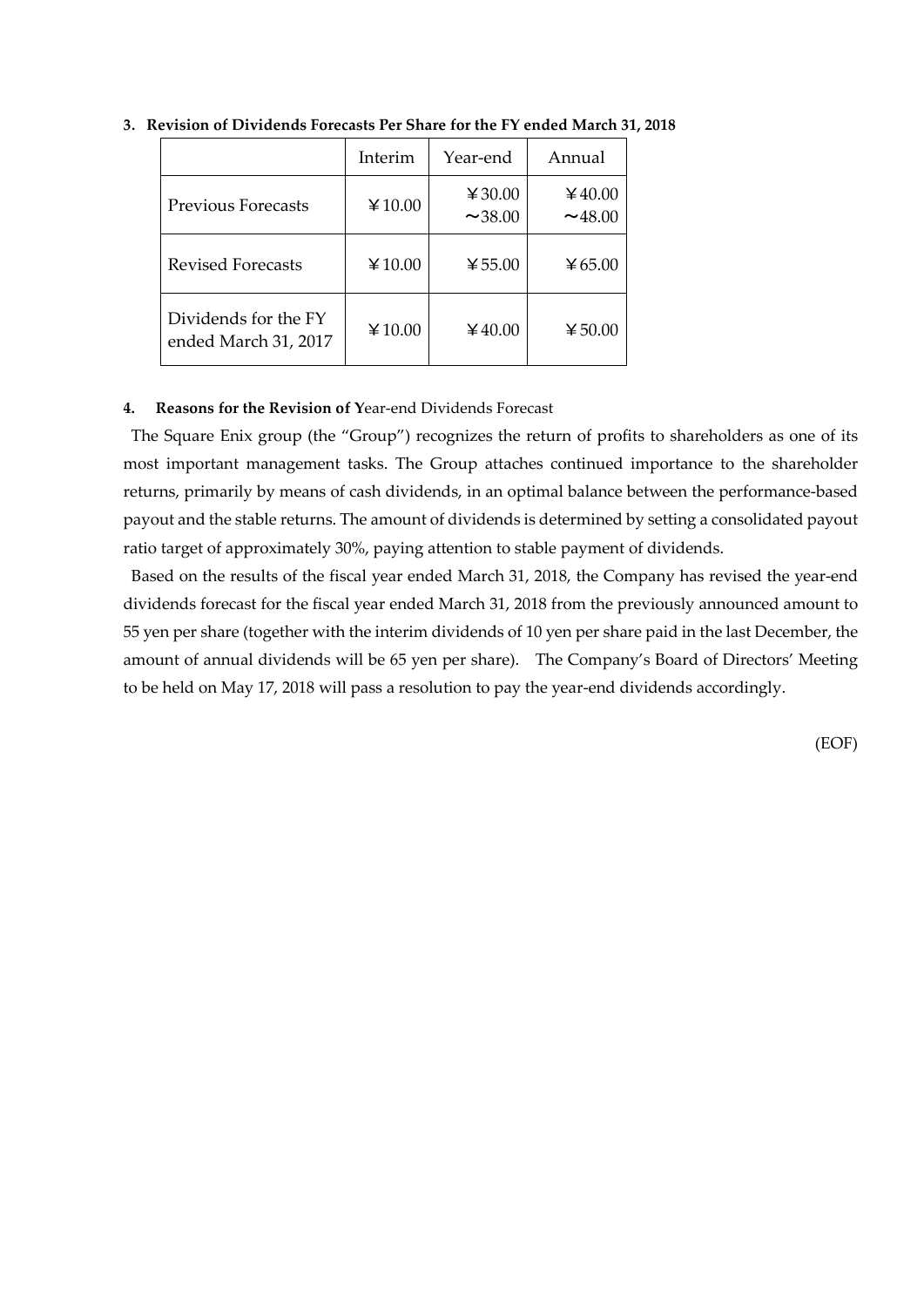**3. Revision of Dividends Forecasts Per Share for the FY ended March 31, 2018**

| | Interim | Year-end | Annual |
|---|---|---|---|
| Previous Forecasts | ¥10.00 | ¥30.00 ～38.00 | ¥40.00 ～48.00 |
| Revised Forecasts | ¥10.00 | ¥55.00 | ¥65.00 |
| Dividends for the FY ended March 31, 2017 | ¥10.00 | ¥40.00 | ¥50.00 |

**4. Reasons for the Revision of Y**ear-end Dividends Forecast

The Square Enix group (the "Group") recognizes the return of profits to shareholders as one of its most important management tasks. The Group attaches continued importance to the shareholder returns, primarily by means of cash dividends, in an optimal balance between the performance-based payout and the stable returns. The amount of dividends is determined by setting a consolidated payout ratio target of approximately 30%, paying attention to stable payment of dividends.

Based on the results of the fiscal year ended March 31, 2018, the Company has revised the year-end dividends forecast for the fiscal year ended March 31, 2018 from the previously announced amount to 55 yen per share (together with the interim dividends of 10 yen per share paid in the last December, the amount of annual dividends will be 65 yen per share). The Company's Board of Directors' Meeting to be held on May 17, 2018 will pass a resolution to pay the year-end dividends accordingly.

(EOF)